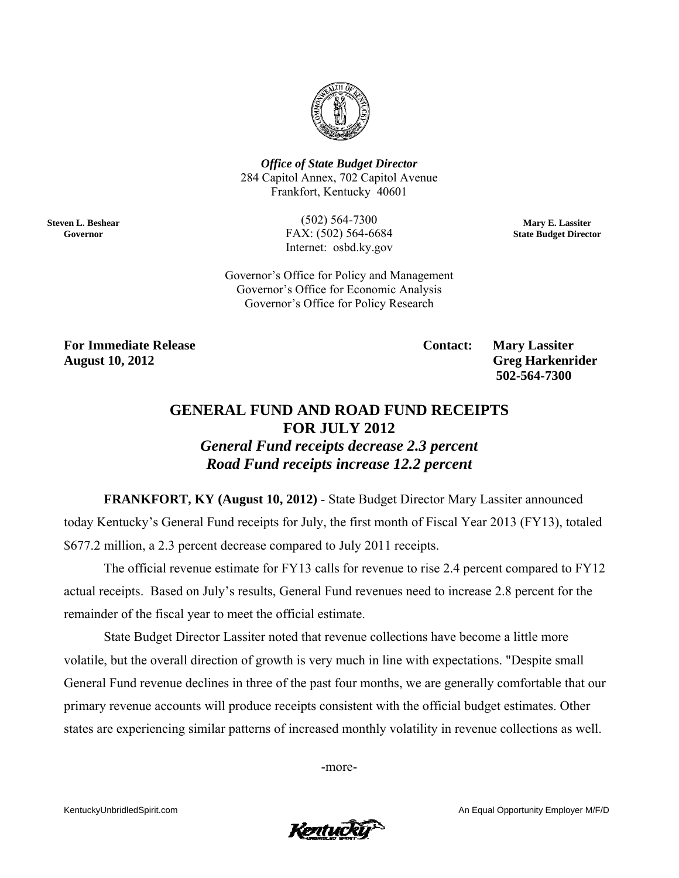***Office of State Budget Director***
284 Capitol Annex, 702 Capitol Avenue
Frankfort, Kentucky 40601

**Steven L. Beshear**
**Governor**

(502) 564-7300
FAX: (502) 564-6684
Internet: osbd.ky.gov

**Mary E. Lassiter**
**State Budget Director**

Governor's Office for Policy and Management
Governor's Office for Economic Analysis
Governor's Office for Policy Research

**For Immediate Release**
**August 10, 2012**

**Contact: Mary Lassiter**
**Greg Harkenrider**
**502-564-7300**

# GENERAL FUND AND ROAD FUND RECEIPTS FOR JULY 2012

## *General Fund receipts decrease 2.3 percent*
## *Road Fund receipts increase 12.2 percent*

**FRANKFORT, KY (August 10, 2012)** - State Budget Director Mary Lassiter announced today Kentucky's General Fund receipts for July, the first month of Fiscal Year 2013 (FY13), totaled $677.2 million, a 2.3 percent decrease compared to July 2011 receipts.

The official revenue estimate for FY13 calls for revenue to rise 2.4 percent compared to FY12 actual receipts. Based on July's results, General Fund revenues need to increase 2.8 percent for the remainder of the fiscal year to meet the official estimate.

State Budget Director Lassiter noted that revenue collections have become a little more volatile, but the overall direction of growth is very much in line with expectations. "Despite small General Fund revenue declines in three of the past four months, we are generally comfortable that our primary revenue accounts will produce receipts consistent with the official budget estimates. Other states are experiencing similar patterns of increased monthly volatility in revenue collections as well.

-more-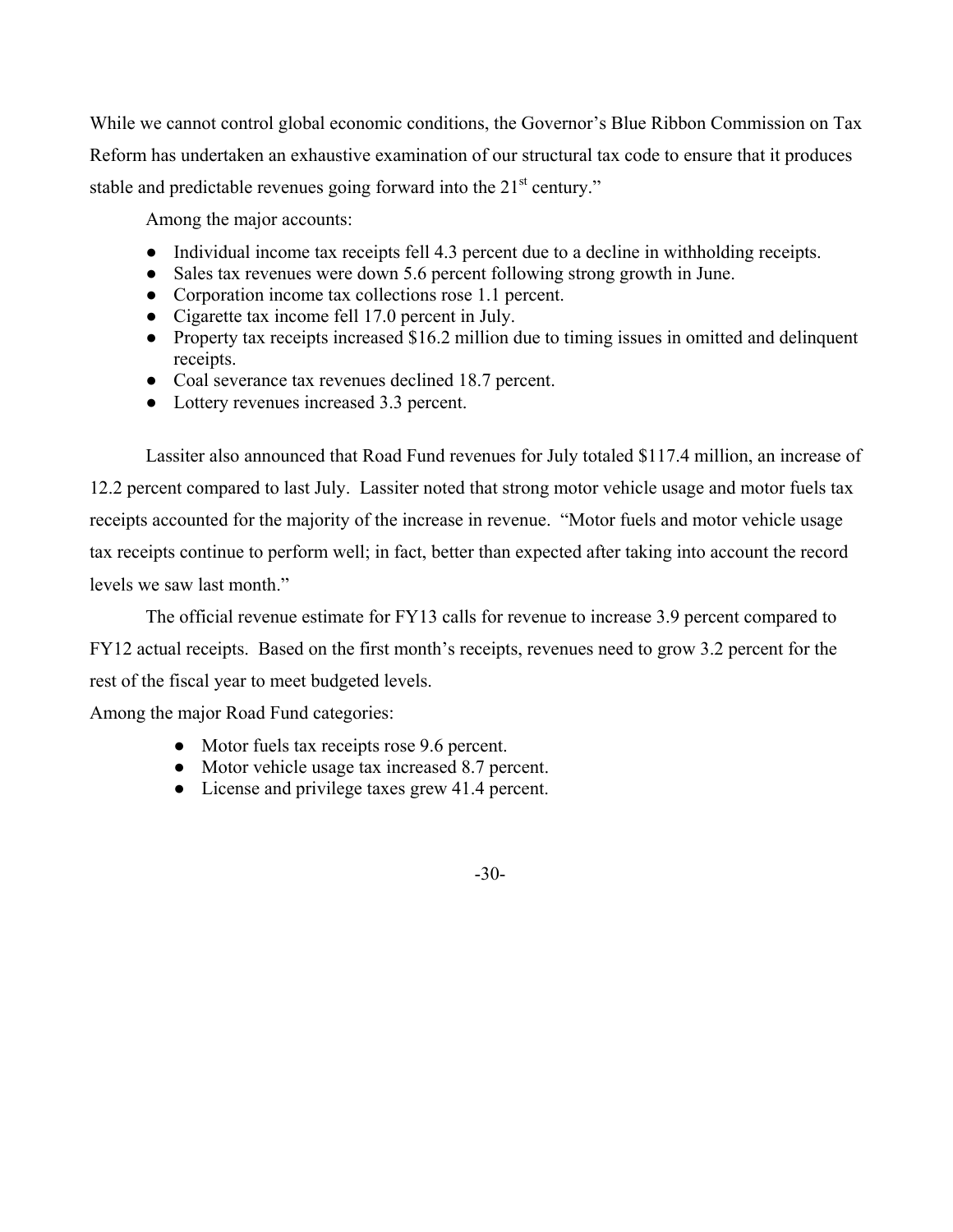While we cannot control global economic conditions, the Governor's Blue Ribbon Commission on Tax Reform has undertaken an exhaustive examination of our structural tax code to ensure that it produces stable and predictable revenues going forward into the 21st century."

Among the major accounts:

- Individual income tax receipts fell 4.3 percent due to a decline in withholding receipts.
- Sales tax revenues were down 5.6 percent following strong growth in June.
- Corporation income tax collections rose 1.1 percent.
- Cigarette tax income fell 17.0 percent in July.
- Property tax receipts increased $16.2 million due to timing issues in omitted and delinquent receipts.
- Coal severance tax revenues declined 18.7 percent.
- Lottery revenues increased 3.3 percent.

Lassiter also announced that Road Fund revenues for July totaled $117.4 million, an increase of 12.2 percent compared to last July. Lassiter noted that strong motor vehicle usage and motor fuels tax receipts accounted for the majority of the increase in revenue. "Motor fuels and motor vehicle usage tax receipts continue to perform well; in fact, better than expected after taking into account the record levels we saw last month."

The official revenue estimate for FY13 calls for revenue to increase 3.9 percent compared to FY12 actual receipts. Based on the first month's receipts, revenues need to grow 3.2 percent for the rest of the fiscal year to meet budgeted levels.

Among the major Road Fund categories:

- Motor fuels tax receipts rose 9.6 percent.
- Motor vehicle usage tax increased 8.7 percent.
- License and privilege taxes grew 41.4 percent.

-30-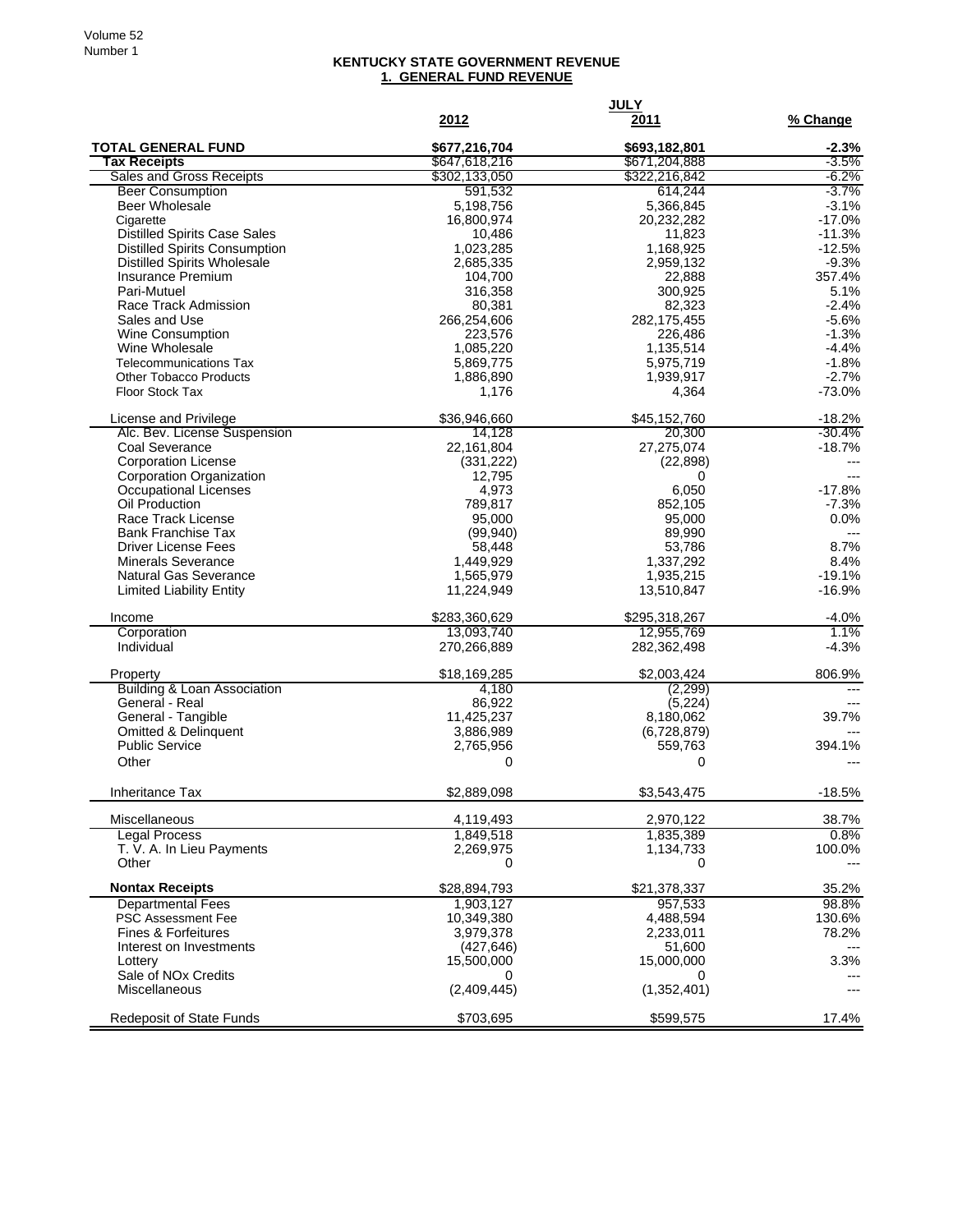# KENTUCKY STATE GOVERNMENT REVENUE

## 1. GENERAL FUND REVENUE

| | JULY | | |
|---|---|---|---|
| | **2012** | **2011** | **% Change** |
| **TOTAL GENERAL FUND** | **$677,216,704** | **$693,182,801** | **-2.3%** |
| **Tax Receipts** | $647,618,216 | $671,204,888 | -3.5% |
| Sales and Gross Receipts | $302,133,050 | $322,216,842 | -6.2% |
| Beer Consumption | 591,532 | 614,244 | -3.7% |
| Beer Wholesale | 5,198,756 | 5,366,845 | -3.1% |
| Cigarette | 16,800,974 | 20,232,282 | -17.0% |
| Distilled Spirits Case Sales | 10,486 | 11,823 | -11.3% |
| Distilled Spirits Consumption | 1,023,285 | 1,168,925 | -12.5% |
| Distilled Spirits Wholesale | 2,685,335 | 2,959,132 | -9.3% |
| Insurance Premium | 104,700 | 22,888 | 357.4% |
| Pari-Mutuel | 316,358 | 300,925 | 5.1% |
| Race Track Admission | 80,381 | 82,323 | -2.4% |
| Sales and Use | 266,254,606 | 282,175,455 | -5.6% |
| Wine Consumption | 223,576 | 226,486 | -1.3% |
| Wine Wholesale | 1,085,220 | 1,135,514 | -4.4% |
| Telecommunications Tax | 5,869,775 | 5,975,719 | -1.8% |
| Other Tobacco Products | 1,886,890 | 1,939,917 | -2.7% |
| Floor Stock Tax | 1,176 | 4,364 | -73.0% |
| License and Privilege | $36,946,660 | $45,152,760 | -18.2% |
| Alc. Bev. License Suspension | 14,128 | 20,300 | -30.4% |
| Coal Severance | 22,161,804 | 27,275,074 | -18.7% |
| Corporation License | (331,222) | (22,898) | --- |
| Corporation Organization | 12,795 | 0 | --- |
| Occupational Licenses | 4,973 | 6,050 | -17.8% |
| Oil Production | 789,817 | 852,105 | -7.3% |
| Race Track License | 95,000 | 95,000 | 0.0% |
| Bank Franchise Tax | (99,940) | 89,990 | --- |
| Driver License Fees | 58,448 | 53,786 | 8.7% |
| Minerals Severance | 1,449,929 | 1,337,292 | 8.4% |
| Natural Gas Severance | 1,565,979 | 1,935,215 | -19.1% |
| Limited Liability Entity | 11,224,949 | 13,510,847 | -16.9% |
| Income | $283,360,629 | $295,318,267 | -4.0% |
| Corporation | 13,093,740 | 12,955,769 | 1.1% |
| Individual | 270,266,889 | 282,362,498 | -4.3% |
| Property | $18,169,285 | $2,003,424 | 806.9% |
| Building & Loan Association | 4,180 | (2,299) | --- |
| General - Real | 86,922 | (5,224) | --- |
| General - Tangible | 11,425,237 | 8,180,062 | 39.7% |
| Omitted & Delinquent | 3,886,989 | (6,728,879) | --- |
| Public Service | 2,765,956 | 559,763 | 394.1% |
| Other | 0 | 0 | --- |
| Inheritance Tax | $2,889,098 | $3,543,475 | -18.5% |
| Miscellaneous | 4,119,493 | 2,970,122 | 38.7% |
| Legal Process | 1,849,518 | 1,835,389 | 0.8% |
| T. V. A. In Lieu Payments | 2,269,975 | 1,134,733 | 100.0% |
| Other | 0 | 0 | --- |
| **Nontax Receipts** | $28,894,793 | $21,378,337 | 35.2% |
| Departmental Fees | 1,903,127 | 957,533 | 98.8% |
| PSC Assessment Fee | 10,349,380 | 4,488,594 | 130.6% |
| Fines & Forfeitures | 3,979,378 | 2,233,011 | 78.2% |
| Interest on Investments | (427,646) | 51,600 | --- |
| Lottery | 15,500,000 | 15,000,000 | 3.3% |
| Sale of NOx Credits | 0 | 0 | --- |
| Miscellaneous | (2,409,445) | (1,352,401) | --- |
| Redeposit of State Funds | $703,695 | $599,575 | 17.4% |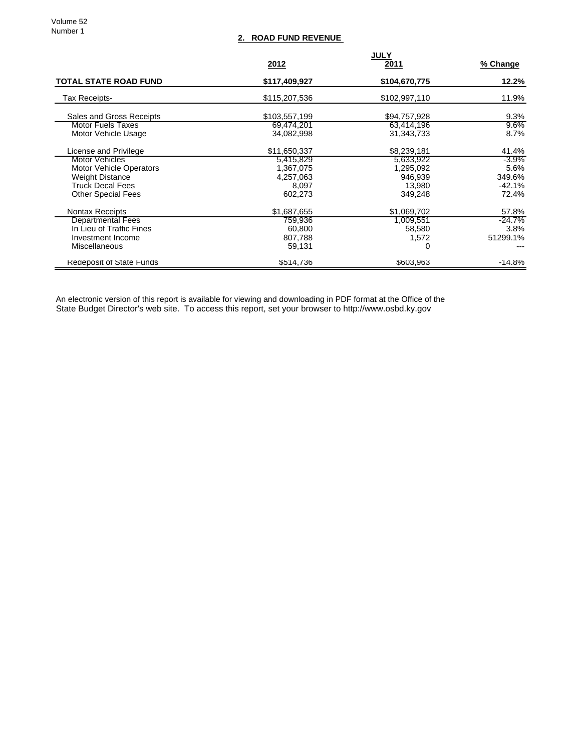## 2. ROAD FUND REVENUE

| | JULY | | |
|---|---|---|---|
| | **2012** | **2011** | **% Change** |
| **TOTAL STATE ROAD FUND** | **$117,409,927** | **$104,670,775** | **12.2%** |
| Tax Receipts- | $115,207,536 | $102,997,110 | 11.9% |
| Sales and Gross Receipts | $103,557,199 | $94,757,928 | 9.3% |
| Motor Fuels Taxes | 69,474,201 | 63,414,196 | 9.6% |
| Motor Vehicle Usage | 34,082,998 | 31,343,733 | 8.7% |
| License and Privilege | $11,650,337 | $8,239,181 | 41.4% |
| Motor Vehicles | 5,415,829 | 5,633,922 | -3.9% |
| Motor Vehicle Operators | 1,367,075 | 1,295,092 | 5.6% |
| Weight Distance | 4,257,063 | 946,939 | 349.6% |
| Truck Decal Fees | 8,097 | 13,980 | -42.1% |
| Other Special Fees | 602,273 | 349,248 | 72.4% |
| Nontax Receipts | $1,687,655 | $1,069,702 | 57.8% |
| Departmental Fees | 759,936 | 1,009,551 | -24.7% |
| In Lieu of Traffic Fines | 60,800 | 58,580 | 3.8% |
| Investment Income | 807,788 | 1,572 | 51299.1% |
| Miscellaneous | 59,131 | 0 | --- |
| Redeposit of State Funds | $514,736 | $603,963 | -14.8% |

An electronic version of this report is available for viewing and downloading in PDF format at the Office of the State Budget Director's web site. To access this report, set your browser to http://www.osbd.ky.gov.